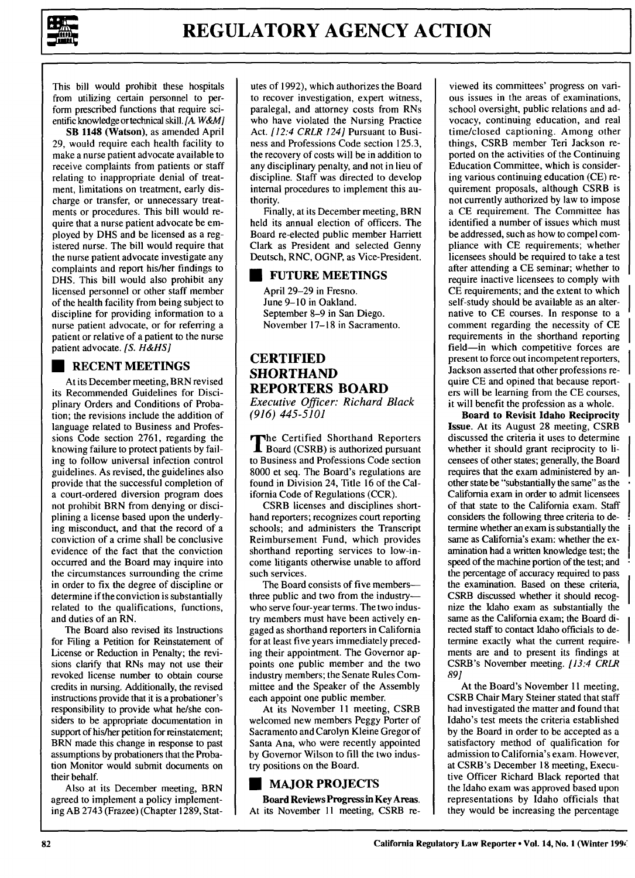This bill would prohibit these hospitals from utilizing certain personnel to perform prescribed functions that require scientific knowledge or technical skill. *[A. W&M]*

**SB 1148 (Watson)**, as amended April 29, would require each health facility to make a nurse patient advocate available to receive complaints from patients or staff relating to inappropriate denial of treatment, limitations on treatment, early discharge or transfer, or unnecessary treatments or procedures. This bill would require that a nurse patient advocate be employed by DHS and be licensed as a registered nurse. The bill would require that the nurse patient advocate investigate any complaints and report his/her findings to DHS. This bill would also prohibit any licensed personnel or other staff member of the health facility from being subject to discipline for providing information to a nurse patient advocate, or for referring a patient or relative of a patient to the nurse patient advocate. *[S. H&HS]*

## RECENT MEETINGS

At its December meeting, BRN revised its Recommended Guidelines for Disciplinary Orders and Conditions of Probation; the revisions include the addition of language related to Business and Professions Code section 2761, regarding the knowing failure to protect patients by failing to follow universal infection control guidelines. As revised, the guidelines also provide that the successful completion of a court-ordered diversion program does not prohibit BRN from denying or disciplining a license based upon the underlying misconduct, and that the record of a conviction of a crime shall be conclusive evidence of the fact that the conviction occurred and the Board may inquire into the circumstances surrounding the crime in order to fix the degree of discipline or determine if the conviction is substantially related to the qualifications, functions, and duties of an RN.

The Board also revised its Instructions for Filing a Petition for Reinstatement of License or Reduction in Penalty; the revisions clarify that RNs may not use their revoked license number to obtain course credits in nursing. Additionally, the revised instructions provide that it is a probationer's responsibility to provide what he/she considers to be appropriate documentation in support of his/her petition for reinstatement; BRN made this change in response to past assumptions by probationers that the Probation Monitor would submit documents on their behalf.

Also at its December meeting, BRN agreed to implement a policy implementing AB 2743 (Frazee) (Chapter 1289, Statutes of 1992), which authorizes the Board to recover investigation, expert witness, paralegal, and attorney costs from RNs who have violated the Nursing Practice Act. *[12:4 CRLR 124]* Pursuant to Business and Professions Code section 125.3, the recovery of costs will be in addition to any disciplinary penalty, and not in lieu of discipline. Staff was directed to develop internal procedures to implement this authority.

Finally, at its December meeting, BRN held its annual election of officers. The Board re-elected public member Harriett Clark as President and selected Genny Deutsch, RNC, OGNP, as Vice-President.

## FUTURE MEETINGS

April 29–29 in Fresno.
June 9–10 in Oakland.
September 8–9 in San Diego.
November 17–18 in Sacramento.

# CERTIFIED SHORTHAND REPORTERS BOARD

*Executive Officer: Richard Black*
*(916) 445-5101*

The Certified Shorthand Reporters Board (CSRB) is authorized pursuant to Business and Professions Code section 8000 et seq. The Board's regulations are found in Division 24, Title 16 of the California Code of Regulations (CCR).

CSRB licenses and disciplines shorthand reporters; recognizes court reporting schools; and administers the Transcript Reimbursement Fund, which provides shorthand reporting services to low-income litigants otherwise unable to afford such services.

The Board consists of five members—three public and two from the industry—who serve four-year terms. The two industry members must have been actively engaged as shorthand reporters in California for at least five years immediately preceding their appointment. The Governor appoints one public member and the two industry members; the Senate Rules Committee and the Speaker of the Assembly each appoint one public member.

At its November 11 meeting, CSRB welcomed new members Peggy Porter of Sacramento and Carolyn Kleine Gregor of Santa Ana, who were recently appointed by Governor Wilson to fill the two industry positions on the Board.

## MAJOR PROJECTS

**Board Reviews Progress in Key Areas.** At its November 11 meeting, CSRB reviewed its committees' progress on various issues in the areas of examinations, school oversight, public relations and advocacy, continuing education, and real time/closed captioning. Among other things, CSRB member Teri Jackson reported on the activities of the Continuing Education Committee, which is considering various continuing education (CE) requirement proposals, although CSRB is not currently authorized by law to impose a CE requirement. The Committee has identified a number of issues which must be addressed, such as how to compel compliance with CE requirements; whether licensees should be required to take a test after attending a CE seminar; whether to require inactive licensees to comply with CE requirements; and the extent to which self-study should be available as an alternative to CE courses. In response to a comment regarding the necessity of CE requirements in the shorthand reporting field—in which competitive forces are present to force out incompetent reporters, Jackson asserted that other professions require CE and opined that because reporters will be learning from the CE courses, it will benefit the profession as a whole.

**Board to Revisit Idaho Reciprocity Issue.** At its August 28 meeting, CSRB discussed the criteria it uses to determine whether it should grant reciprocity to licensees of other states; generally, the Board requires that the exam administered by another state be "substantially the same" as the California exam in order to admit licensees of that state to the California exam. Staff considers the following three criteria to determine whether an exam is substantially the same as California's exam: whether the examination had a written knowledge test; the speed of the machine portion of the test; and the percentage of accuracy required to pass the examination. Based on these criteria, CSRB discussed whether it should recognize the Idaho exam as substantially the same as the California exam; the Board directed staff to contact Idaho officials to determine exactly what the current requirements are and to present its findings at CSRB's November meeting. *[13:4 CRLR 89]*

At the Board's November 11 meeting, CSRB Chair Mary Steiner stated that staff had investigated the matter and found that Idaho's test meets the criteria established by the Board in order to be accepted as a satisfactory method of qualification for admission to California's exam. However, at CSRB's December 18 meeting, Executive Officer Richard Black reported that the Idaho exam was approved based upon representations by Idaho officials that they would be increasing the percentage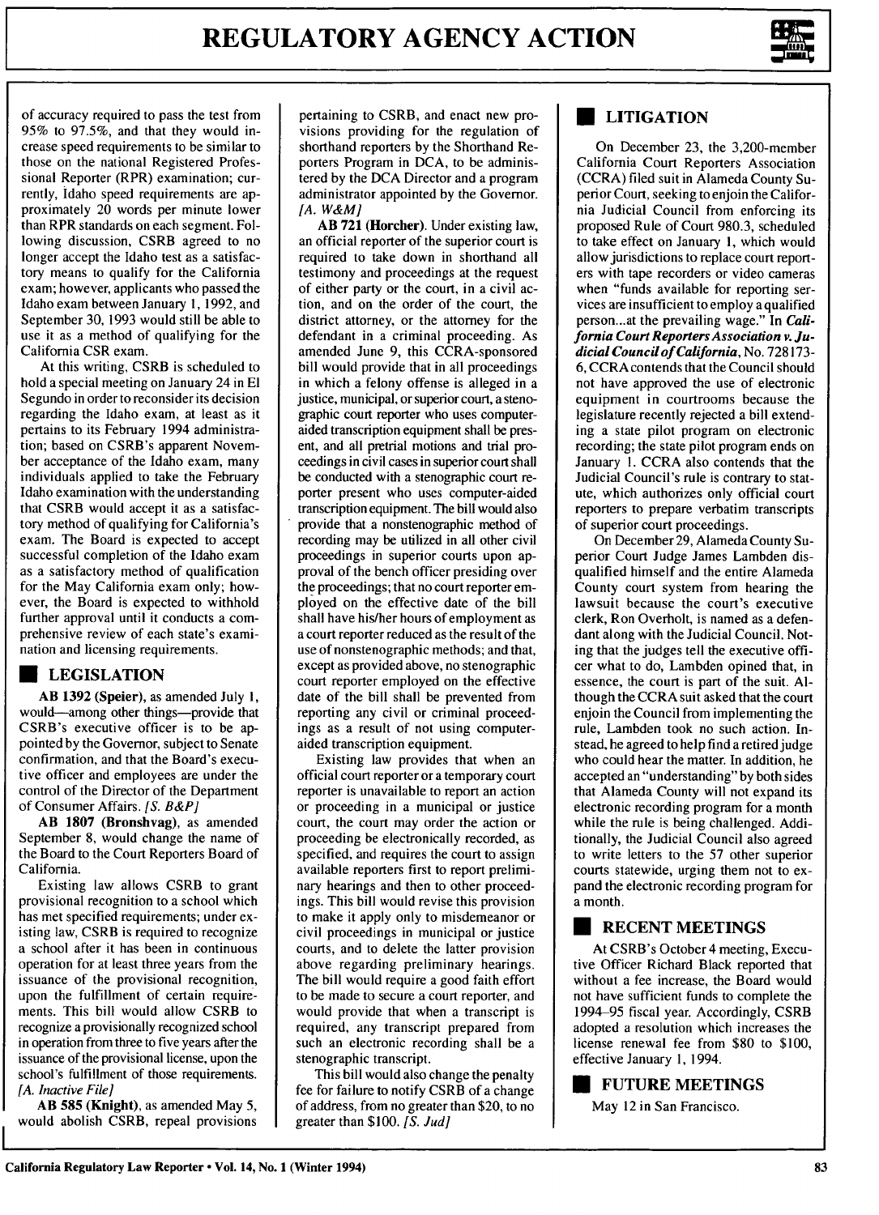of accuracy required to pass the test from 95% to 97.5%, and that they would increase speed requirements to be similar to those on the national Registered Professional Reporter (RPR) examination; currently, Idaho speed requirements are approximately 20 words per minute lower than RPR standards on each segment. Following discussion, CSRB agreed to no longer accept the Idaho test as a satisfactory means to qualify for the California exam; however, applicants who passed the Idaho exam between January 1, 1992, and September 30, 1993 would still be able to use it as a method of qualifying for the California CSR exam.

At this writing, CSRB is scheduled to hold a special meeting on January 24 in El Segundo in order to reconsider its decision regarding the Idaho exam, at least as it pertains to its February 1994 administration; based on CSRB's apparent November acceptance of the Idaho exam, many individuals applied to take the February Idaho examination with the understanding that CSRB would accept it as a satisfactory method of qualifying for California's exam. The Board is expected to accept successful completion of the Idaho exam as a satisfactory method of qualification for the May California exam only; however, the Board is expected to withhold further approval until it conducts a comprehensive review of each state's examination and licensing requirements.

## LEGISLATION

**AB 1392 (Speier)**, as amended July 1, would—among other things—provide that CSRB's executive officer is to be appointed by the Governor, subject to Senate confirmation, and that the Board's executive officer and employees are under the control of the Director of the Department of Consumer Affairs. *[S. B&P]*

**AB 1807 (Bronshvag)**, as amended September 8, would change the name of the Board to the Court Reporters Board of California.

Existing law allows CSRB to grant provisional recognition to a school which has met specified requirements; under existing law, CSRB is required to recognize a school after it has been in continuous operation for at least three years from the issuance of the provisional recognition, upon the fulfillment of certain requirements. This bill would allow CSRB to recognize a provisionally recognized school in operation from three to five years after the issuance of the provisional license, upon the school's fulfillment of those requirements. *[A. Inactive File]*

**AB 585 (Knight)**, as amended May 5, would abolish CSRB, repeal provisions pertaining to CSRB, and enact new provisions providing for the regulation of shorthand reporters by the Shorthand Reporters Program in DCA, to be administered by the DCA Director and a program administrator appointed by the Governor. *[A. W&M]*

**AB 721 (Horcher)**. Under existing law, an official reporter of the superior court is required to take down in shorthand all testimony and proceedings at the request of either party or the court, in a civil action, and on the order of the court, the district attorney, or the attorney for the defendant in a criminal proceeding. As amended June 9, this CCRA-sponsored bill would provide that in all proceedings in which a felony offense is alleged in a justice, municipal, or superior court, a stenographic court reporter who uses computer-aided transcription equipment shall be present, and all pretrial motions and trial proceedings in civil cases in superior court shall be conducted with a stenographic court reporter present who uses computer-aided transcription equipment. The bill would also provide that a nonstenographic method of recording may be utilized in all other civil proceedings in superior courts upon approval of the bench officer presiding over the proceedings; that no court reporter employed on the effective date of the bill shall have his/her hours of employment as a court reporter reduced as the result of the use of nonstenographic methods; and that, except as provided above, no stenographic court reporter employed on the effective date of the bill shall be prevented from reporting any civil or criminal proceedings as a result of not using computer-aided transcription equipment.

Existing law provides that when an official court reporter or a temporary court reporter is unavailable to report an action or proceeding in a municipal or justice court, the court may order the action or proceeding be electronically recorded, as specified, and requires the court to assign available reporters first to report preliminary hearings and then to other proceedings. This bill would revise this provision to make it apply only to misdemeanor or civil proceedings in municipal or justice courts, and to delete the latter provision above regarding preliminary hearings. The bill would require a good faith effort to be made to secure a court reporter, and would provide that when a transcript is required, any transcript prepared from such an electronic recording shall be a stenographic transcript.

This bill would also change the penalty fee for failure to notify CSRB of a change of address, from no greater than $20, to no greater than $100. *[S. Jud]*

## LITIGATION

On December 23, the 3,200-member California Court Reporters Association (CCRA) filed suit in Alameda County Superior Court, seeking to enjoin the California Judicial Council from enforcing its proposed Rule of Court 980.3, scheduled to take effect on January 1, which would allow jurisdictions to replace court reporters with tape recorders or video cameras when "funds available for reporting services are insufficient to employ a qualified person...at the prevailing wage." In ***California Court Reporters Association v. Judicial Council of California***, No. 728173-6, CCRA contends that the Council should not have approved the use of electronic equipment in courtrooms because the legislature recently rejected a bill extending a state pilot program on electronic recording; the state pilot program ends on January 1. CCRA also contends that the Judicial Council's rule is contrary to statute, which authorizes only official court reporters to prepare verbatim transcripts of superior court proceedings.

On December 29, Alameda County Superior Court Judge James Lambden disqualified himself and the entire Alameda County court system from hearing the lawsuit because the court's executive clerk, Ron Overholt, is named as a defendant along with the Judicial Council. Noting that the judges tell the executive officer what to do, Lambden opined that, in essence, the court is part of the suit. Although the CCRA suit asked that the court enjoin the Council from implementing the rule, Lambden took no such action. Instead, he agreed to help find a retired judge who could hear the matter. In addition, he accepted an "understanding" by both sides that Alameda County will not expand its electronic recording program for a month while the rule is being challenged. Additionally, the Judicial Council also agreed to write letters to the 57 other superior courts statewide, urging them not to expand the electronic recording program for a month.

## RECENT MEETINGS

At CSRB's October 4 meeting, Executive Officer Richard Black reported that without a fee increase, the Board would not have sufficient funds to complete the 1994–95 fiscal year. Accordingly, CSRB adopted a resolution which increases the license renewal fee from $80 to $100, effective January 1, 1994.

## FUTURE MEETINGS

May 12 in San Francisco.